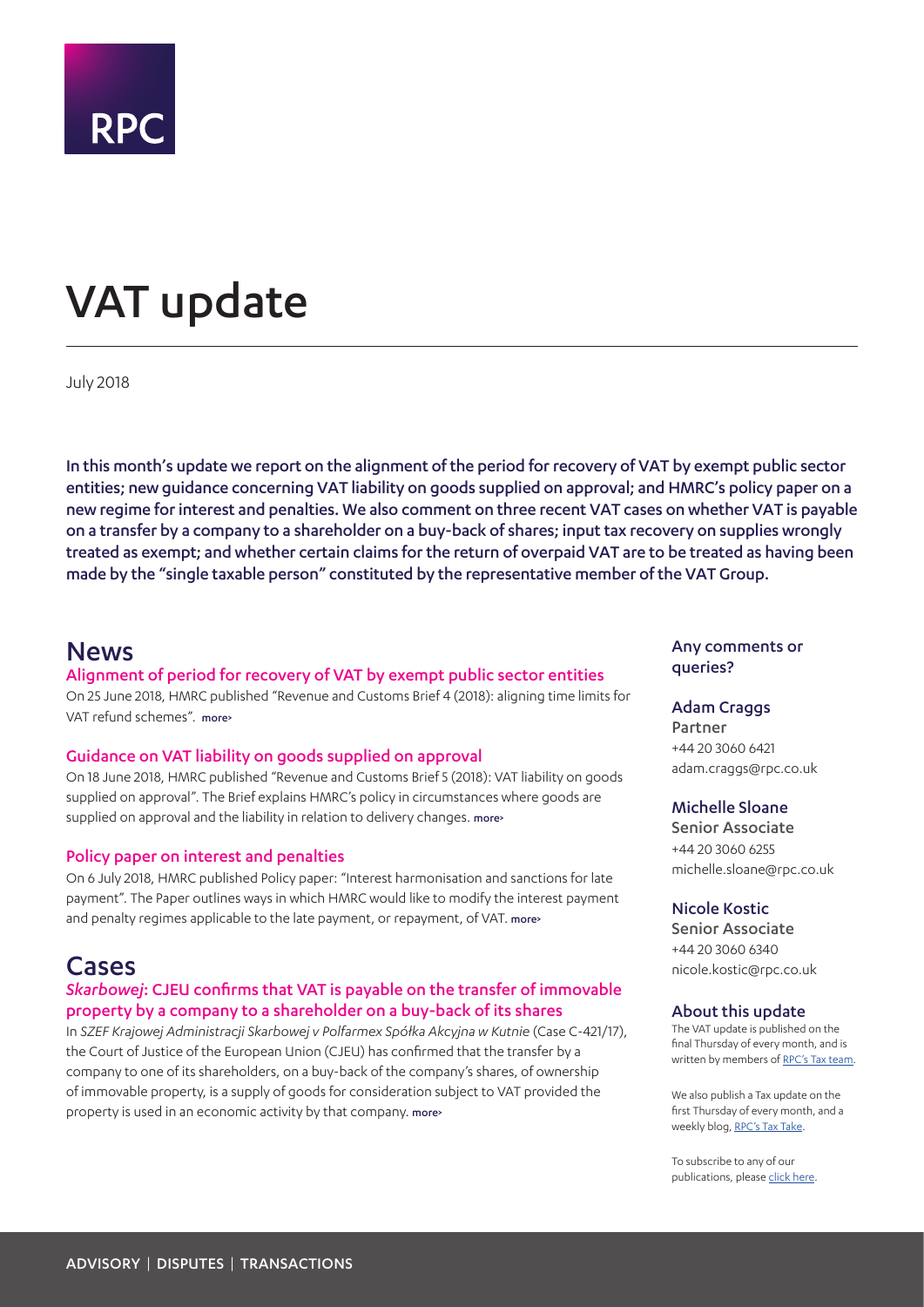RPC

# VAT update

July 2018

**In this month's update we report on the alignment of the period for recovery of VAT by exempt public sector entities; new guidance concerning VAT liability on goods supplied on approval; and HMRC's policy paper on a new regime for interest and penalties. We also comment on three recent VAT cases on whether VAT is payable on a transfer by a company to a shareholder on a buy-back of shares; input tax recovery on supplies wrongly treated as exempt; and whether certain claims for the return of overpaid VAT are to be treated as having been made by the "single taxable person" constituted by the representative member of the VAT Group.**

## News

### Alignment of period for recovery of VAT by exempt public sector entities

On 25 June 2018, HMRC published "Revenue and Customs Brief 4 (2018): aligning time limits for VAT refund schemes". more›

### Guidance on VAT liability on goods supplied on approval

On 18 June 2018, HMRC published "Revenue and Customs Brief 5 (2018): VAT liability on goods supplied on approval". The Brief explains HMRC's policy in circumstances where goods are supplied on approval and the liability in relation to delivery changes. more›

### Policy paper on interest and penalties

On 6 July 2018, HMRC published Policy paper: "Interest harmonisation and sanctions for late payment". The Paper outlines ways in which HMRC would like to modify the interest payment and penalty regimes applicable to the late payment, or repayment, of VAT. more›

## Cases

### *Skarbowej*: CJEU confirms that VAT is payable on the transfer of immovable property by a company to a shareholder on a buy-back of its shares

In *SZEF Krajowej Administracji Skarbowej v Polfarmex Spółka Akcyjna w Kutnie* (Case C-421/17), the Court of Justice of the European Union (CJEU) has confirmed that the transfer by a company to one of its shareholders, on a buy-back of the company's shares, of ownership of immovable property, is a supply of goods for consideration subject to VAT provided the property is used in an economic activity by that company. more›

### Any comments or queries?

**Adam Craggs**
Partner
+44 20 3060 6421
adam.craggs@rpc.co.uk

**Michelle Sloane**
Senior Associate
+44 20 3060 6255
michelle.sloane@rpc.co.uk

**Nicole Kostic**
Senior Associate
+44 20 3060 6340
nicole.kostic@rpc.co.uk

### About this update

The VAT update is published on the final Thursday of every month, and is written by members of RPC's Tax team.

We also publish a Tax update on the first Thursday of every month, and a weekly blog, RPC's Tax Take.

To subscribe to any of our publications, please click here.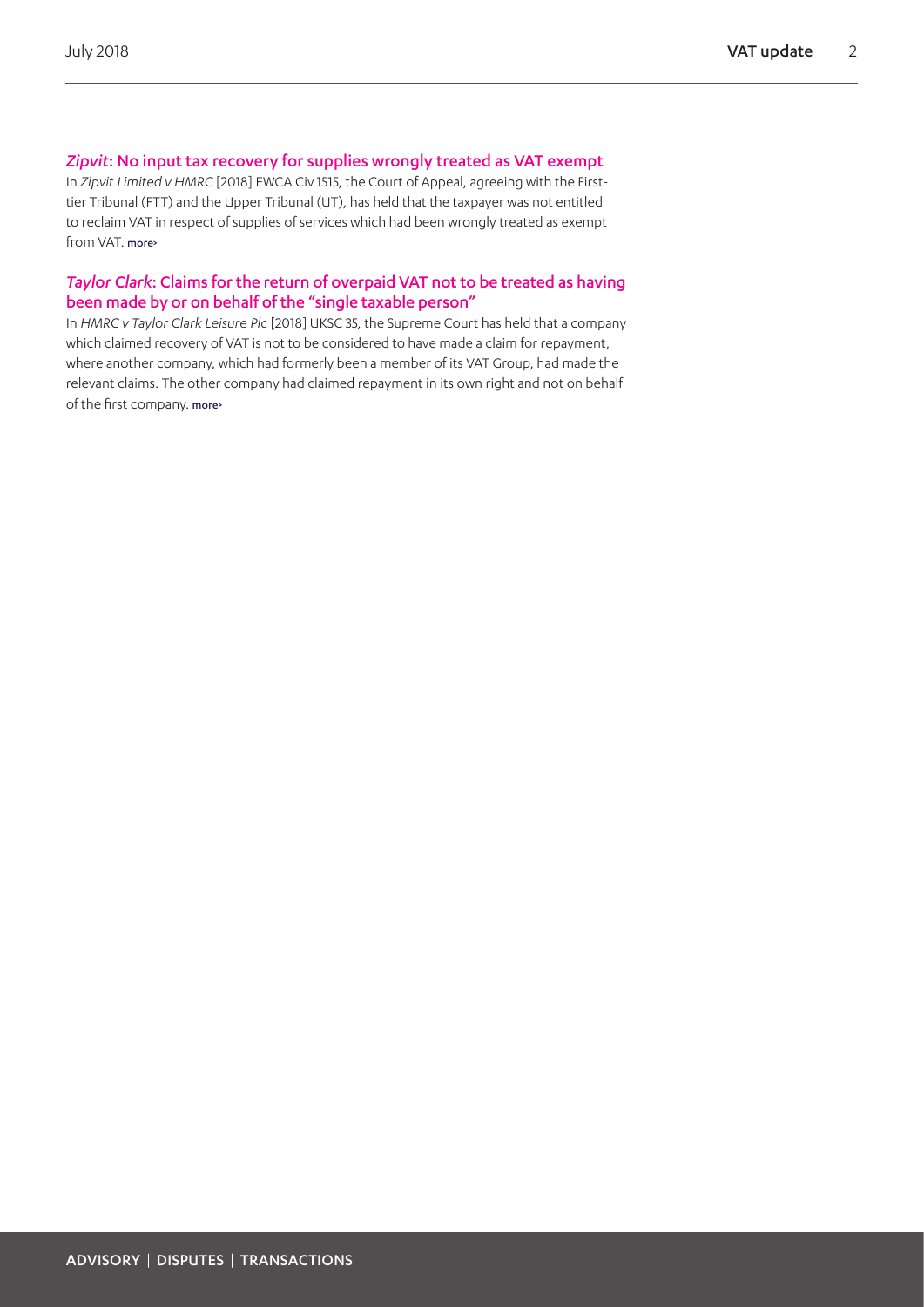## *Zipvit*: No input tax recovery for supplies wrongly treated as VAT exempt

In *Zipvit Limited v HMRC* [2018] EWCA Civ 1515, the Court of Appeal, agreeing with the First-tier Tribunal (FTT) and the Upper Tribunal (UT), has held that the taxpayer was not entitled to reclaim VAT in respect of supplies of services which had been wrongly treated as exempt from VAT. more>

## *Taylor Clark*: Claims for the return of overpaid VAT not to be treated as having been made by or on behalf of the "single taxable person"

In *HMRC v Taylor Clark Leisure Plc* [2018] UKSC 35, the Supreme Court has held that a company which claimed recovery of VAT is not to be considered to have made a claim for repayment, where another company, which had formerly been a member of its VAT Group, had made the relevant claims. The other company had claimed repayment in its own right and not on behalf of the first company. more>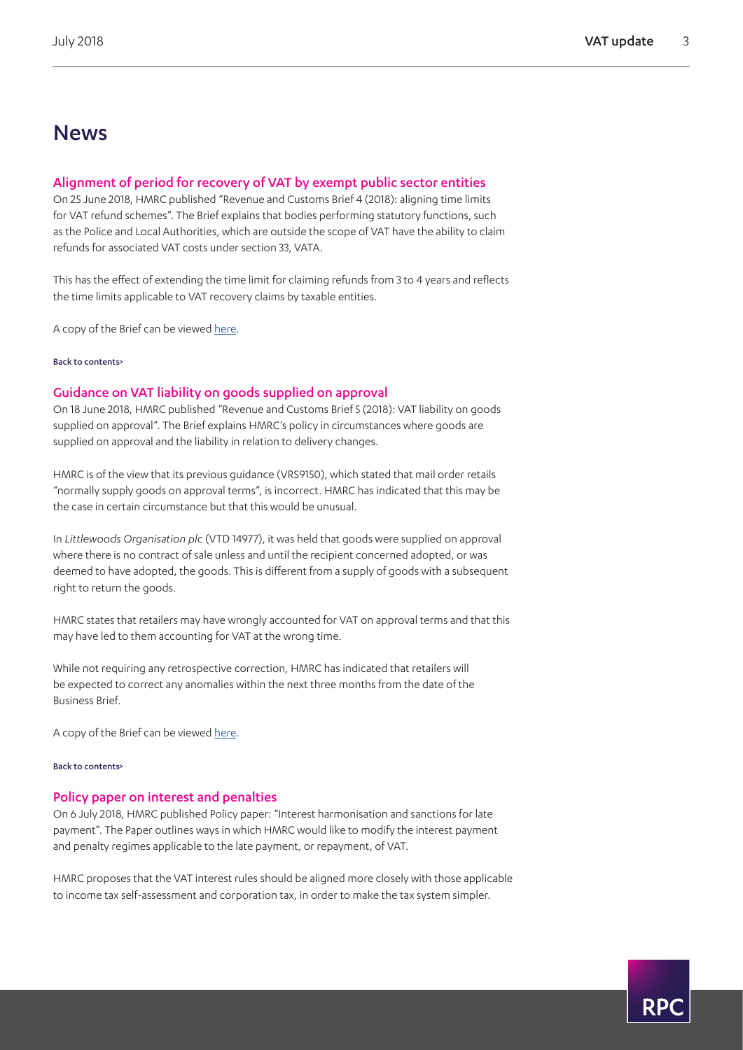# News

## Alignment of period for recovery of VAT by exempt public sector entities

On 25 June 2018, HMRC published "Revenue and Customs Brief 4 (2018): aligning time limits for VAT refund schemes". The Brief explains that bodies performing statutory functions, such as the Police and Local Authorities, which are outside the scope of VAT have the ability to claim refunds for associated VAT costs under section 33, VATA.

This has the effect of extending the time limit for claiming refunds from 3 to 4 years and reflects the time limits applicable to VAT recovery claims by taxable entities.

A copy of the Brief can be viewed here.

Back to contents>

## Guidance on VAT liability on goods supplied on approval

On 18 June 2018, HMRC published "Revenue and Customs Brief 5 (2018): VAT liability on goods supplied on approval". The Brief explains HMRC's policy in circumstances where goods are supplied on approval and the liability in relation to delivery changes.

HMRC is of the view that its previous guidance (VRS9150), which stated that mail order retails "normally supply goods on approval terms", is incorrect. HMRC has indicated that this may be the case in certain circumstance but that this would be unusual.

In *Littlewoods Organisation plc* (VTD 14977), it was held that goods were supplied on approval where there is no contract of sale unless and until the recipient concerned adopted, or was deemed to have adopted, the goods. This is different from a supply of goods with a subsequent right to return the goods.

HMRC states that retailers may have wrongly accounted for VAT on approval terms and that this may have led to them accounting for VAT at the wrong time.

While not requiring any retrospective correction, HMRC has indicated that retailers will be expected to correct any anomalies within the next three months from the date of the Business Brief.

A copy of the Brief can be viewed here.

Back to contents>

## Policy paper on interest and penalties

On 6 July 2018, HMRC published Policy paper: "Interest harmonisation and sanctions for late payment". The Paper outlines ways in which HMRC would like to modify the interest payment and penalty regimes applicable to the late payment, or repayment, of VAT.

HMRC proposes that the VAT interest rules should be aligned more closely with those applicable to income tax self-assessment and corporation tax, in order to make the tax system simpler.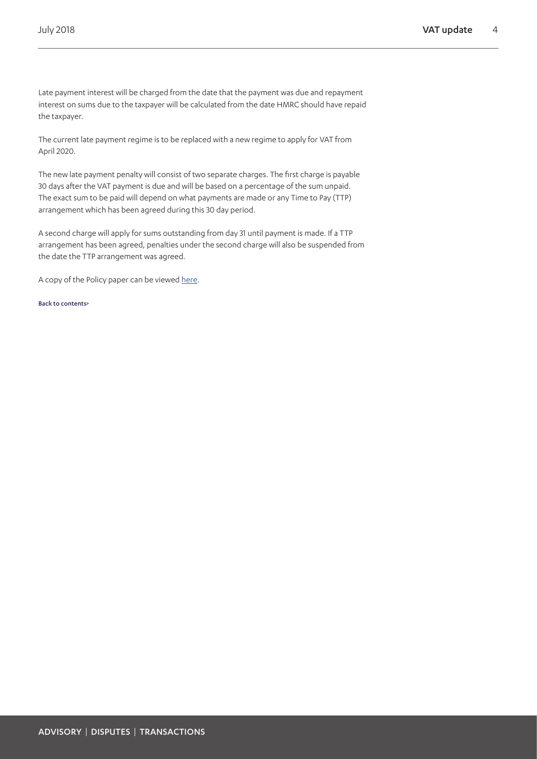Late payment interest will be charged from the date that the payment was due and repayment interest on sums due to the taxpayer will be calculated from the date HMRC should have repaid the taxpayer.

The current late payment regime is to be replaced with a new regime to apply for VAT from April 2020.

The new late payment penalty will consist of two separate charges. The first charge is payable 30 days after the VAT payment is due and will be based on a percentage of the sum unpaid. The exact sum to be paid will depend on what payments are made or any Time to Pay (TTP) arrangement which has been agreed during this 30 day period.

A second charge will apply for sums outstanding from day 31 until payment is made. If a TTP arrangement has been agreed, penalties under the second charge will also be suspended from the date the TTP arrangement was agreed.

A copy of the Policy paper can be viewed here.

Back to contents>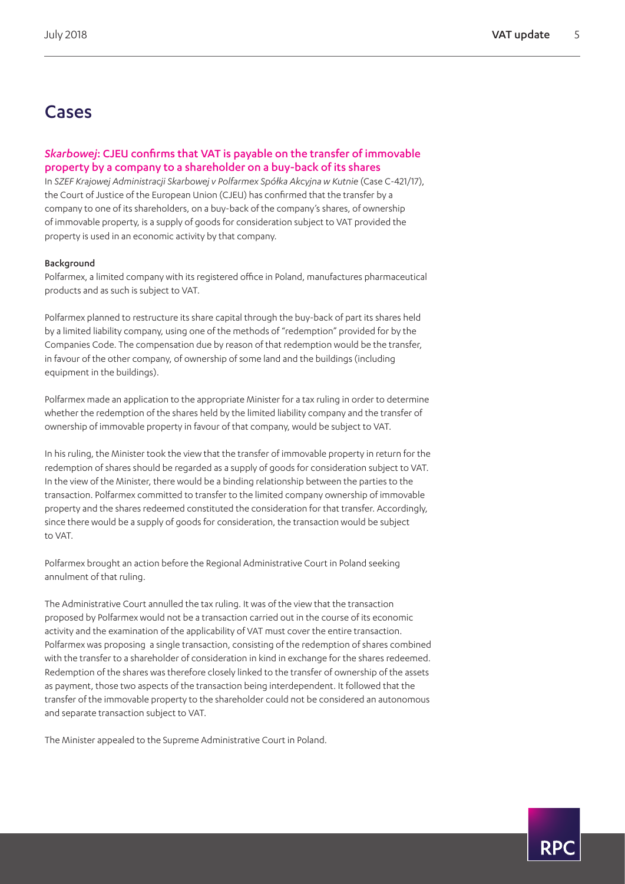# Cases

## *Skarbowej*: CJEU confirms that VAT is payable on the transfer of immovable property by a company to a shareholder on a buy-back of its shares

In *SZEF Krajowej Administracji Skarbowej v Polfarmex Spółka Akcyjna w Kutnie* (Case C-421/17), the Court of Justice of the European Union (CJEU) has confirmed that the transfer by a company to one of its shareholders, on a buy-back of the company's shares, of ownership of immovable property, is a supply of goods for consideration subject to VAT provided the property is used in an economic activity by that company.

### Background

Polfarmex, a limited company with its registered office in Poland, manufactures pharmaceutical products and as such is subject to VAT.

Polfarmex planned to restructure its share capital through the buy-back of part its shares held by a limited liability company, using one of the methods of "redemption" provided for by the Companies Code. The compensation due by reason of that redemption would be the transfer, in favour of the other company, of ownership of some land and the buildings (including equipment in the buildings).

Polfarmex made an application to the appropriate Minister for a tax ruling in order to determine whether the redemption of the shares held by the limited liability company and the transfer of ownership of immovable property in favour of that company, would be subject to VAT.

In his ruling, the Minister took the view that the transfer of immovable property in return for the redemption of shares should be regarded as a supply of goods for consideration subject to VAT. In the view of the Minister, there would be a binding relationship between the parties to the transaction. Polfarmex committed to transfer to the limited company ownership of immovable property and the shares redeemed constituted the consideration for that transfer. Accordingly, since there would be a supply of goods for consideration, the transaction would be subject to VAT.

Polfarmex brought an action before the Regional Administrative Court in Poland seeking annulment of that ruling.

The Administrative Court annulled the tax ruling. It was of the view that the transaction proposed by Polfarmex would not be a transaction carried out in the course of its economic activity and the examination of the applicability of VAT must cover the entire transaction. Polfarmex was proposing a single transaction, consisting of the redemption of shares combined with the transfer to a shareholder of consideration in kind in exchange for the shares redeemed. Redemption of the shares was therefore closely linked to the transfer of ownership of the assets as payment, those two aspects of the transaction being interdependent. It followed that the transfer of the immovable property to the shareholder could not be considered an autonomous and separate transaction subject to VAT.

The Minister appealed to the Supreme Administrative Court in Poland.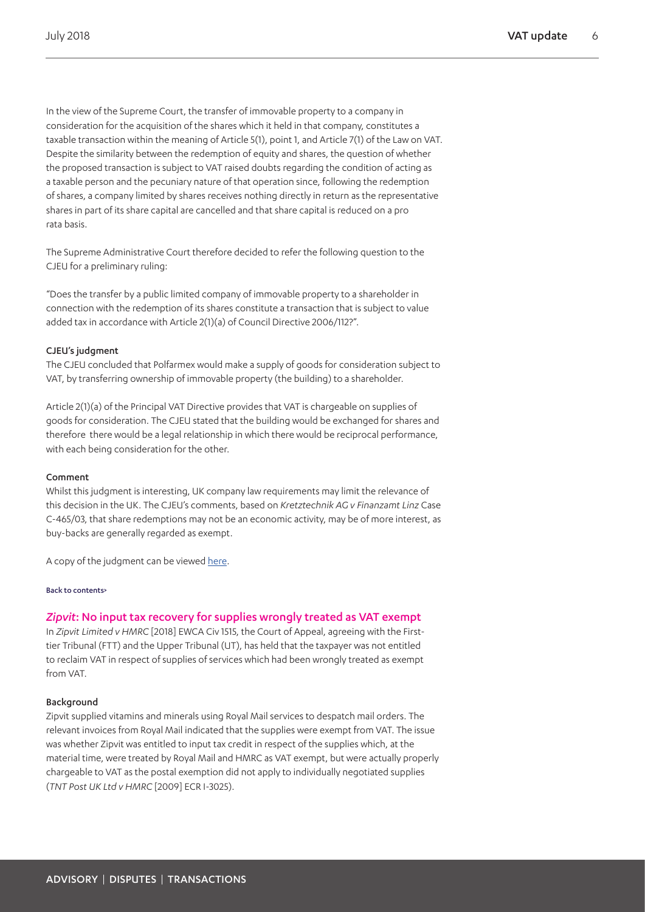In the view of the Supreme Court, the transfer of immovable property to a company in consideration for the acquisition of the shares which it held in that company, constitutes a taxable transaction within the meaning of Article 5(1), point 1, and Article 7(1) of the Law on VAT. Despite the similarity between the redemption of equity and shares, the question of whether the proposed transaction is subject to VAT raised doubts regarding the condition of acting as a taxable person and the pecuniary nature of that operation since, following the redemption of shares, a company limited by shares receives nothing directly in return as the representative shares in part of its share capital are cancelled and that share capital is reduced on a pro rata basis.

The Supreme Administrative Court therefore decided to refer the following question to the CJEU for a preliminary ruling:

"Does the transfer by a public limited company of immovable property to a shareholder in connection with the redemption of its shares constitute a transaction that is subject to value added tax in accordance with Article 2(1)(a) of Council Directive 2006/112?".

#### CJEU's judgment

The CJEU concluded that Polfarmex would make a supply of goods for consideration subject to VAT, by transferring ownership of immovable property (the building) to a shareholder.

Article 2(1)(a) of the Principal VAT Directive provides that VAT is chargeable on supplies of goods for consideration. The CJEU stated that the building would be exchanged for shares and therefore there would be a legal relationship in which there would be reciprocal performance, with each being consideration for the other.

#### Comment

Whilst this judgment is interesting, UK company law requirements may limit the relevance of this decision in the UK. The CJEU's comments, based on *Kretztechnik AG v Finanzamt Linz* Case C-465/03, that share redemptions may not be an economic activity, may be of more interest, as buy-backs are generally regarded as exempt.

A copy of the judgment can be viewed here.

Back to contents>

## *Zipvit*: No input tax recovery for supplies wrongly treated as VAT exempt

In *Zipvit Limited v HMRC* [2018] EWCA Civ 1515, the Court of Appeal, agreeing with the First-tier Tribunal (FTT) and the Upper Tribunal (UT), has held that the taxpayer was not entitled to reclaim VAT in respect of supplies of services which had been wrongly treated as exempt from VAT.

#### Background

Zipvit supplied vitamins and minerals using Royal Mail services to despatch mail orders. The relevant invoices from Royal Mail indicated that the supplies were exempt from VAT. The issue was whether Zipvit was entitled to input tax credit in respect of the supplies which, at the material time, were treated by Royal Mail and HMRC as VAT exempt, but were actually properly chargeable to VAT as the postal exemption did not apply to individually negotiated supplies (*TNT Post UK Ltd v HMRC* [2009] ECR I-3025).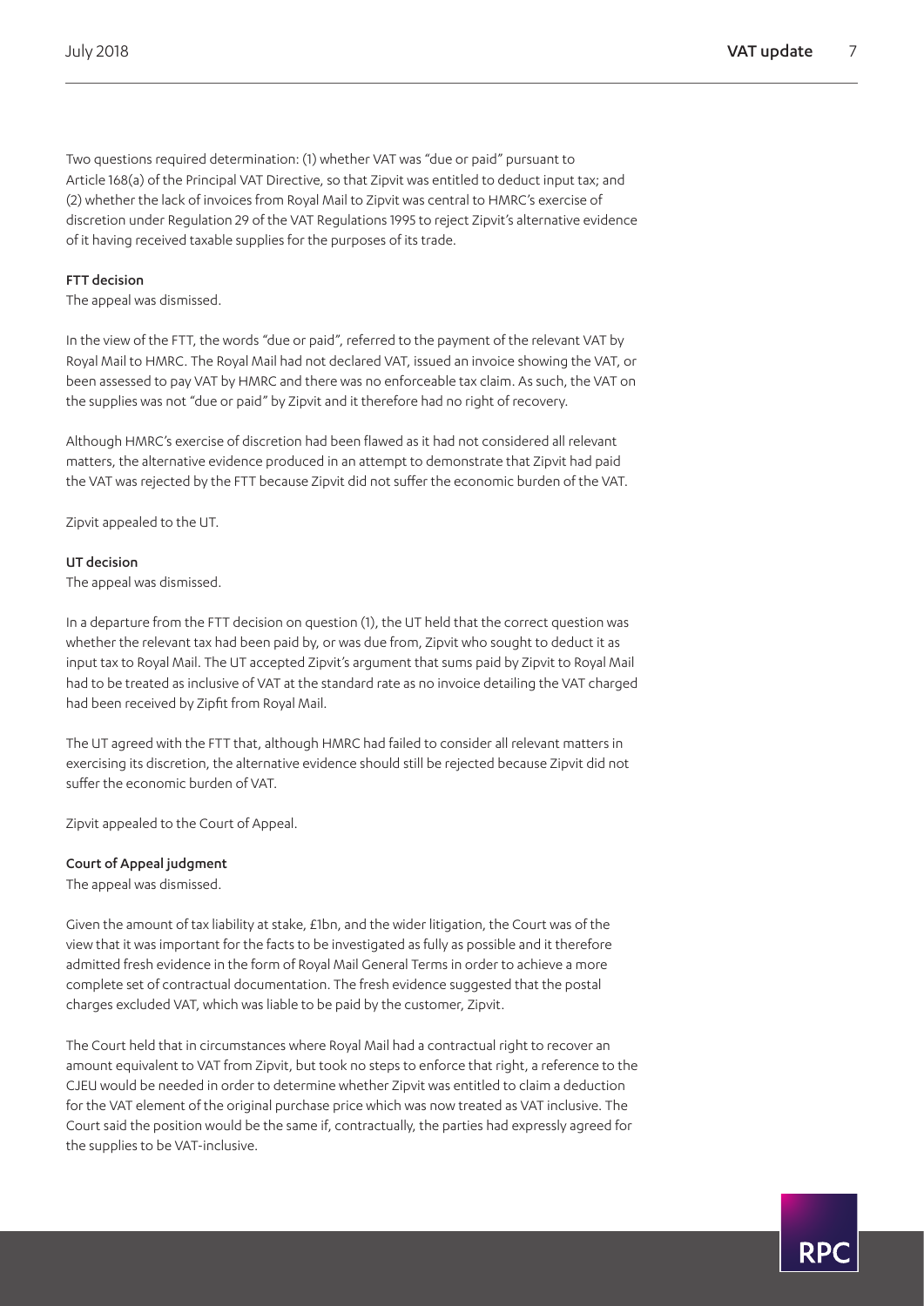Two questions required determination: (1) whether VAT was "due or paid" pursuant to Article 168(a) of the Principal VAT Directive, so that Zipvit was entitled to deduct input tax; and (2) whether the lack of invoices from Royal Mail to Zipvit was central to HMRC's exercise of discretion under Regulation 29 of the VAT Regulations 1995 to reject Zipvit's alternative evidence of it having received taxable supplies for the purposes of its trade.

**FTT decision**

The appeal was dismissed.

In the view of the FTT, the words "due or paid", referred to the payment of the relevant VAT by Royal Mail to HMRC. The Royal Mail had not declared VAT, issued an invoice showing the VAT, or been assessed to pay VAT by HMRC and there was no enforceable tax claim. As such, the VAT on the supplies was not "due or paid" by Zipvit and it therefore had no right of recovery.

Although HMRC's exercise of discretion had been flawed as it had not considered all relevant matters, the alternative evidence produced in an attempt to demonstrate that Zipvit had paid the VAT was rejected by the FTT because Zipvit did not suffer the economic burden of the VAT.

Zipvit appealed to the UT.

**UT decision**

The appeal was dismissed.

In a departure from the FTT decision on question (1), the UT held that the correct question was whether the relevant tax had been paid by, or was due from, Zipvit who sought to deduct it as input tax to Royal Mail. The UT accepted Zipvit's argument that sums paid by Zipvit to Royal Mail had to be treated as inclusive of VAT at the standard rate as no invoice detailing the VAT charged had been received by Zipfit from Royal Mail.

The UT agreed with the FTT that, although HMRC had failed to consider all relevant matters in exercising its discretion, the alternative evidence should still be rejected because Zipvit did not suffer the economic burden of VAT.

Zipvit appealed to the Court of Appeal.

**Court of Appeal judgment**

The appeal was dismissed.

Given the amount of tax liability at stake, £1bn, and the wider litigation, the Court was of the view that it was important for the facts to be investigated as fully as possible and it therefore admitted fresh evidence in the form of Royal Mail General Terms in order to achieve a more complete set of contractual documentation. The fresh evidence suggested that the postal charges excluded VAT, which was liable to be paid by the customer, Zipvit.

The Court held that in circumstances where Royal Mail had a contractual right to recover an amount equivalent to VAT from Zipvit, but took no steps to enforce that right, a reference to the CJEU would be needed in order to determine whether Zipvit was entitled to claim a deduction for the VAT element of the original purchase price which was now treated as VAT inclusive. The Court said the position would be the same if, contractually, the parties had expressly agreed for the supplies to be VAT-inclusive.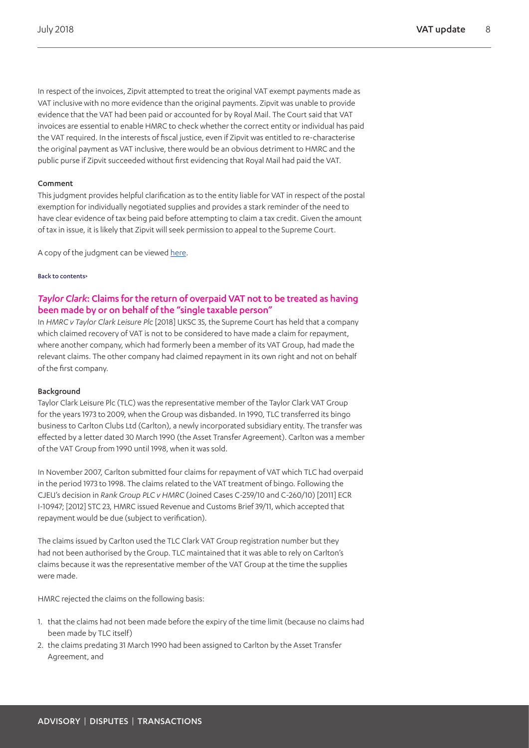In respect of the invoices, Zipvit attempted to treat the original VAT exempt payments made as VAT inclusive with no more evidence than the original payments. Zipvit was unable to provide evidence that the VAT had been paid or accounted for by Royal Mail. The Court said that VAT invoices are essential to enable HMRC to check whether the correct entity or individual has paid the VAT required. In the interests of fiscal justice, even if Zipvit was entitled to re-characterise the original payment as VAT inclusive, there would be an obvious detriment to HMRC and the public purse if Zipvit succeeded without first evidencing that Royal Mail had paid the VAT.

#### Comment

This judgment provides helpful clarification as to the entity liable for VAT in respect of the postal exemption for individually negotiated supplies and provides a stark reminder of the need to have clear evidence of tax being paid before attempting to claim a tax credit. Given the amount of tax in issue, it is likely that Zipvit will seek permission to appeal to the Supreme Court.

A copy of the judgment can be viewed here.

Back to contents>

### *Taylor Clark*: Claims for the return of overpaid VAT not to be treated as having been made by or on behalf of the "single taxable person"

In *HMRC v Taylor Clark Leisure Plc* [2018] UKSC 35, the Supreme Court has held that a company which claimed recovery of VAT is not to be considered to have made a claim for repayment, where another company, which had formerly been a member of its VAT Group, had made the relevant claims. The other company had claimed repayment in its own right and not on behalf of the first company.

#### Background

Taylor Clark Leisure Plc (TLC) was the representative member of the Taylor Clark VAT Group for the years 1973 to 2009, when the Group was disbanded. In 1990, TLC transferred its bingo business to Carlton Clubs Ltd (Carlton), a newly incorporated subsidiary entity. The transfer was effected by a letter dated 30 March 1990 (the Asset Transfer Agreement). Carlton was a member of the VAT Group from 1990 until 1998, when it was sold.

In November 2007, Carlton submitted four claims for repayment of VAT which TLC had overpaid in the period 1973 to 1998. The claims related to the VAT treatment of bingo. Following the CJEU's decision in *Rank Group PLC v HMRC* (Joined Cases C-259/10 and C-260/10) [2011] ECR I-10947; [2012] STC 23, HMRC issued Revenue and Customs Brief 39/11, which accepted that repayment would be due (subject to verification).

The claims issued by Carlton used the TLC Clark VAT Group registration number but they had not been authorised by the Group. TLC maintained that it was able to rely on Carlton's claims because it was the representative member of the VAT Group at the time the supplies were made.

HMRC rejected the claims on the following basis:

1. that the claims had not been made before the expiry of the time limit (because no claims had been made by TLC itself)
2. the claims predating 31 March 1990 had been assigned to Carlton by the Asset Transfer Agreement, and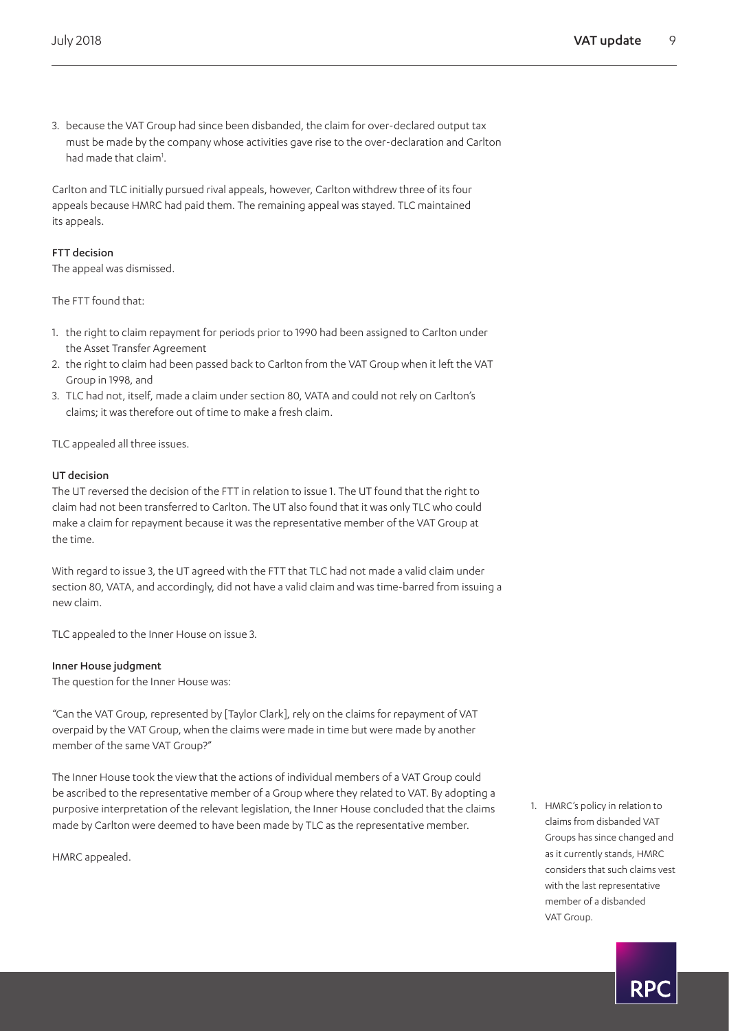3. because the VAT Group had since been disbanded, the claim for over-declared output tax must be made by the company whose activities gave rise to the over-declaration and Carlton had made that claim[1].

Carlton and TLC initially pursued rival appeals, however, Carlton withdrew three of its four appeals because HMRC had paid them. The remaining appeal was stayed. TLC maintained its appeals.

**FTT decision**

The appeal was dismissed.

The FTT found that:

1. the right to claim repayment for periods prior to 1990 had been assigned to Carlton under the Asset Transfer Agreement
2. the right to claim had been passed back to Carlton from the VAT Group when it left the VAT Group in 1998, and
3. TLC had not, itself, made a claim under section 80, VATA and could not rely on Carlton's claims; it was therefore out of time to make a fresh claim.

TLC appealed all three issues.

**UT decision**

The UT reversed the decision of the FTT in relation to issue 1. The UT found that the right to claim had not been transferred to Carlton. The UT also found that it was only TLC who could make a claim for repayment because it was the representative member of the VAT Group at the time.

With regard to issue 3, the UT agreed with the FTT that TLC had not made a valid claim under section 80, VATA, and accordingly, did not have a valid claim and was time-barred from issuing a new claim.

TLC appealed to the Inner House on issue 3.

**Inner House judgment**

The question for the Inner House was:

"Can the VAT Group, represented by [Taylor Clark], rely on the claims for repayment of VAT overpaid by the VAT Group, when the claims were made in time but were made by another member of the same VAT Group?"

The Inner House took the view that the actions of individual members of a VAT Group could be ascribed to the representative member of a Group where they related to VAT. By adopting a purposive interpretation of the relevant legislation, the Inner House concluded that the claims made by Carlton were deemed to have been made by TLC as the representative member.

HMRC appealed.

1. HMRC's policy in relation to claims from disbanded VAT Groups has since changed and as it currently stands, HMRC considers that such claims vest with the last representative member of a disbanded VAT Group.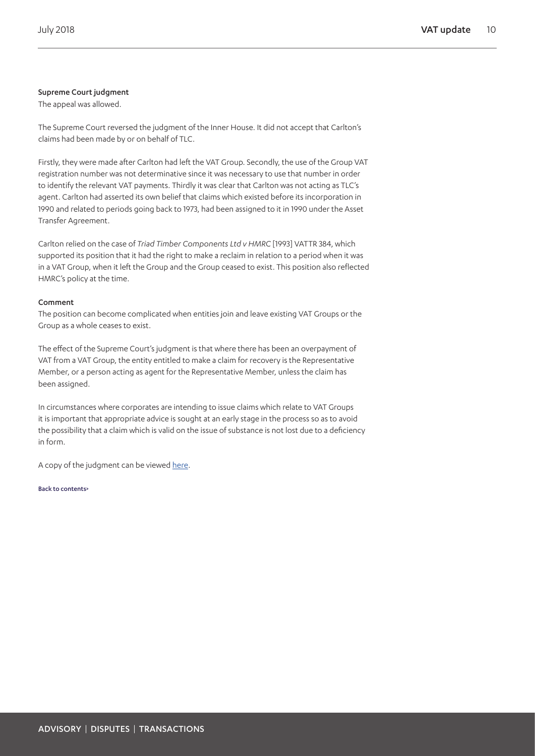### Supreme Court judgment

The appeal was allowed.

The Supreme Court reversed the judgment of the Inner House. It did not accept that Carlton's claims had been made by or on behalf of TLC.

Firstly, they were made after Carlton had left the VAT Group. Secondly, the use of the Group VAT registration number was not determinative since it was necessary to use that number in order to identify the relevant VAT payments. Thirdly it was clear that Carlton was not acting as TLC's agent. Carlton had asserted its own belief that claims which existed before its incorporation in 1990 and related to periods going back to 1973, had been assigned to it in 1990 under the Asset Transfer Agreement.

Carlton relied on the case of *Triad Timber Components Ltd v HMRC* [1993] VATTR 384, which supported its position that it had the right to make a reclaim in relation to a period when it was in a VAT Group, when it left the Group and the Group ceased to exist. This position also reflected HMRC's policy at the time.

### Comment

The position can become complicated when entities join and leave existing VAT Groups or the Group as a whole ceases to exist.

The effect of the Supreme Court's judgment is that where there has been an overpayment of VAT from a VAT Group, the entity entitled to make a claim for recovery is the Representative Member, or a person acting as agent for the Representative Member, unless the claim has been assigned.

In circumstances where corporates are intending to issue claims which relate to VAT Groups it is important that appropriate advice is sought at an early stage in the process so as to avoid the possibility that a claim which is valid on the issue of substance is not lost due to a deficiency in form.

A copy of the judgment can be viewed here.

Back to contents>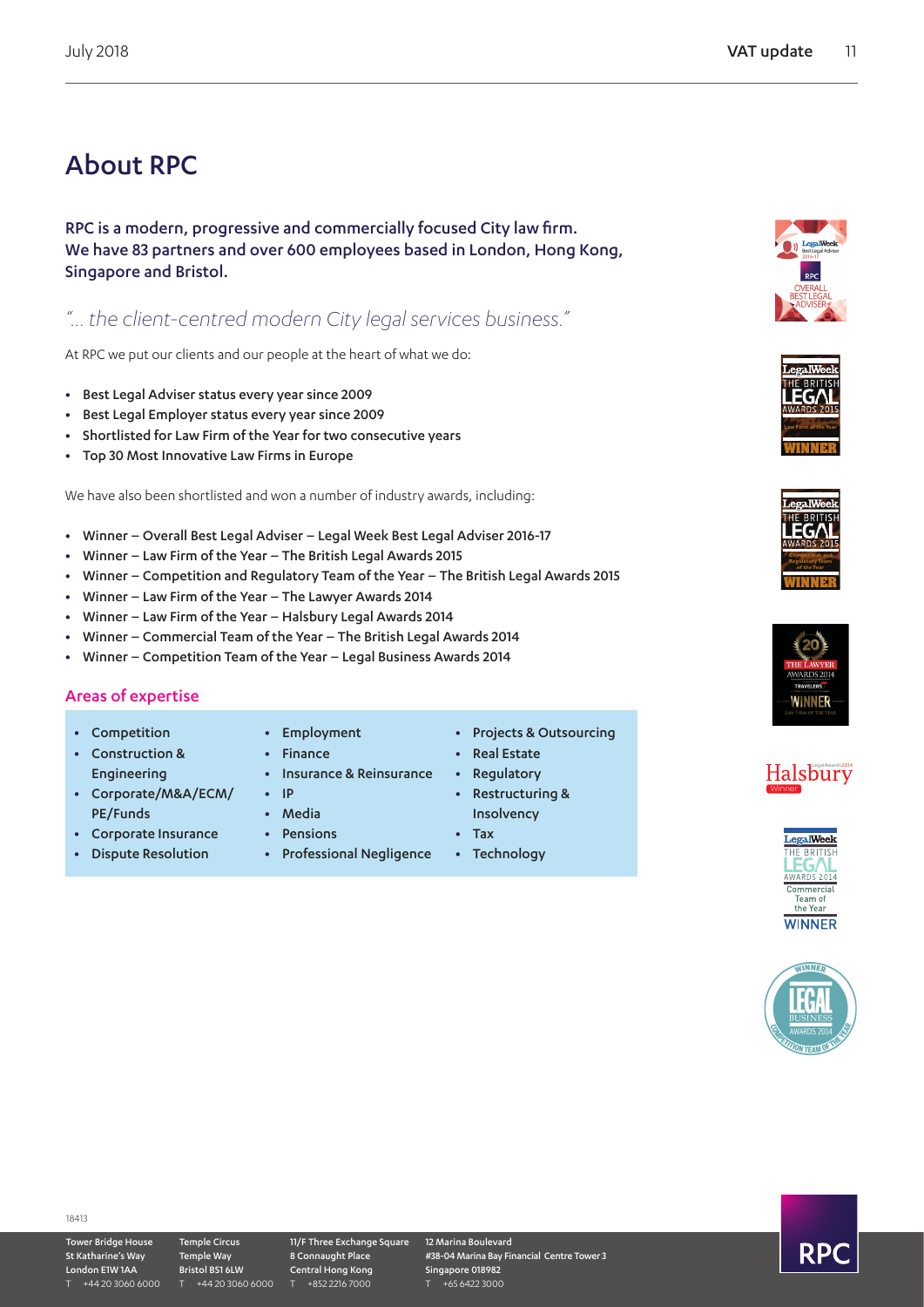# About RPC

**RPC is a modern, progressive and commercially focused City law firm. We have 83 partners and over 600 employees based in London, Hong Kong, Singapore and Bristol.**

*"... the client-centred modern City legal services business."*

At RPC we put our clients and our people at the heart of what we do:

- Best Legal Adviser status every year since 2009
- Best Legal Employer status every year since 2009
- Shortlisted for Law Firm of the Year for two consecutive years
- Top 30 Most Innovative Law Firms in Europe

We have also been shortlisted and won a number of industry awards, including:

- Winner – Overall Best Legal Adviser – Legal Week Best Legal Adviser 2016-17
- Winner – Law Firm of the Year – The British Legal Awards 2015
- Winner – Competition and Regulatory Team of the Year – The British Legal Awards 2015
- Winner – Law Firm of the Year – The Lawyer Awards 2014
- Winner – Law Firm of the Year – Halsbury Legal Awards 2014
- Winner – Commercial Team of the Year – The British Legal Awards 2014
- Winner – Competition Team of the Year – Legal Business Awards 2014

## Areas of expertise

- Competition
- Construction & Engineering
- Corporate/M&A/ECM/PE/Funds
- Corporate Insurance
- Dispute Resolution
- Employment
- Finance
- Insurance & Reinsurance
- IP
- Media
- Pensions
- Professional Negligence
- Projects & Outsourcing
- Real Estate
- Regulatory
- Restructuring & Insolvency
- Tax
- Technology

18413

Tower Bridge House
St Katharine's Way
London E1W 1AA
T +44 20 3060 6000

Temple Circus
Temple Way
Bristol BS1 6LW
T +44 20 3060 6000

11/F Three Exchange Square
8 Connaught Place
Central Hong Kong
T +852 2216 7000

12 Marina Boulevard
#38-04 Marina Bay Financial Centre Tower 3
Singapore 018982
T +65 6422 3000